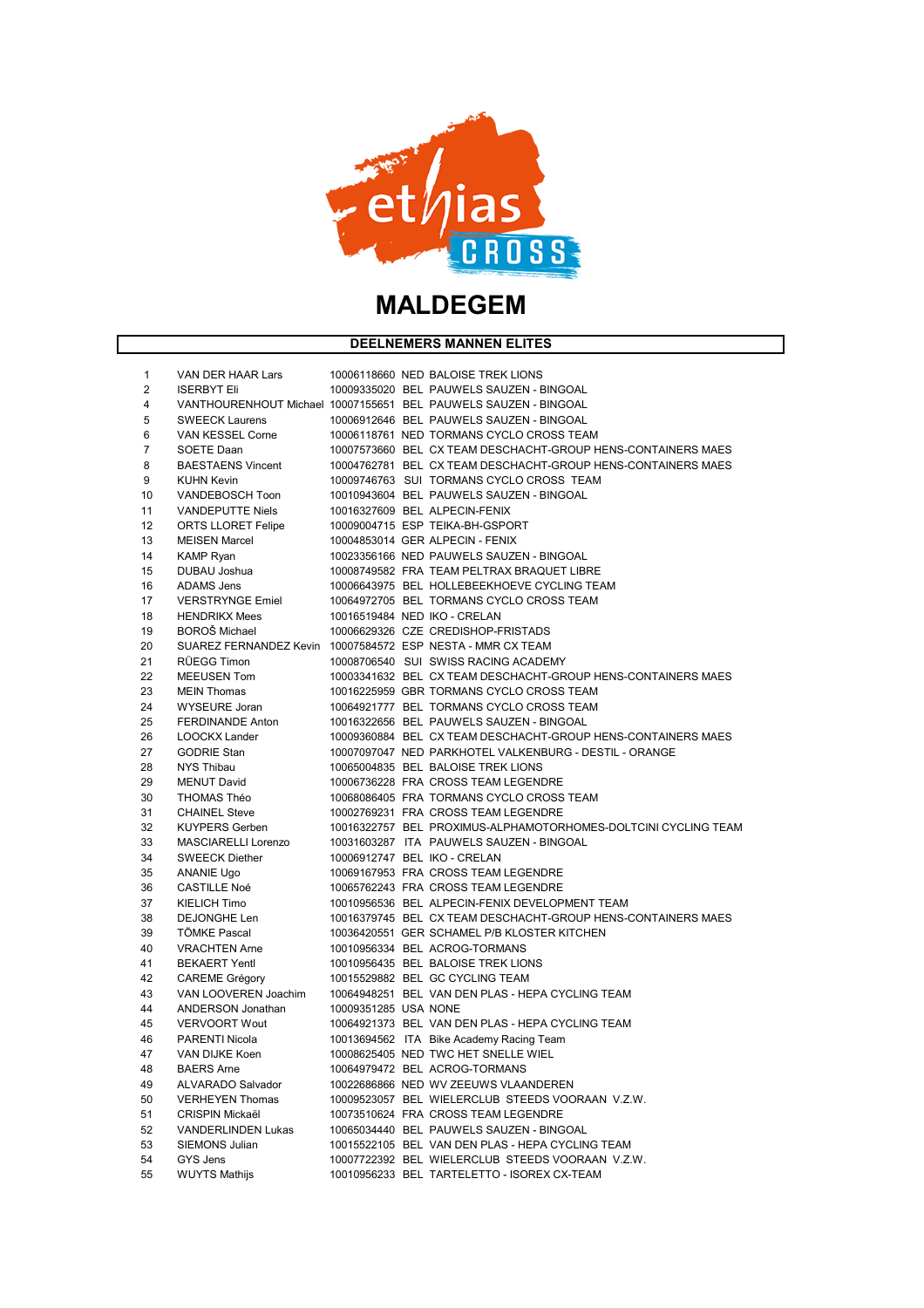# MALDEGEM

## DEELNEMERS MANNEN ELITES

| | | | | |
|---|---|---|---|---|
| 1 | VAN DER HAAR Lars | 10006118660 | NED | BALOISE TREK LIONS |
| 2 | ISERBYT Eli | 10009335020 | BEL | PAUWELS SAUZEN - BINGOAL |
| 4 | VANTHOURENHOUT Michael | 10007155651 | BEL | PAUWELS SAUZEN - BINGOAL |
| 5 | SWEECK Laurens | 10006912646 | BEL | PAUWELS SAUZEN - BINGOAL |
| 6 | VAN KESSEL Corne | 10006118761 | NED | TORMANS CYCLO CROSS TEAM |
| 7 | SOETE Daan | 10007573660 | BEL | CX TEAM DESCHACHT-GROUP HENS-CONTAINERS MAES |
| 8 | BAESTAENS Vincent | 10004762781 | BEL | CX TEAM DESCHACHT-GROUP HENS-CONTAINERS MAES |
| 9 | KUHN Kevin | 10009746763 | SUI | TORMANS CYCLO CROSS TEAM |
| 10 | VANDEBOSCH Toon | 10010943604 | BEL | PAUWELS SAUZEN - BINGOAL |
| 11 | VANDEPUTTE Niels | 10016327609 | BEL | ALPECIN-FENIX |
| 12 | ORTS LLORET Felipe | 10009004715 | ESP | TEIKA-BH-GSPORT |
| 13 | MEISEN Marcel | 10004853014 | GER | ALPECIN - FENIX |
| 14 | KAMP Ryan | 10023356166 | NED | PAUWELS SAUZEN - BINGOAL |
| 15 | DUBAU Joshua | 10008749582 | FRA | TEAM PELTRAX BRAQUET LIBRE |
| 16 | ADAMS Jens | 10006643975 | BEL | HOLLEBEEKHOEVE CYCLING TEAM |
| 17 | VERSTRYNGE Emiel | 10064972705 | BEL | TORMANS CYCLO CROSS TEAM |
| 18 | HENDRIKX Mees | 10016519484 | NED | IKO - CRELAN |
| 19 | BOROŠ Michael | 10006629326 | CZE | CREDISHOP-FRISTADS |
| 20 | SUAREZ FERNANDEZ Kevin | 10007584572 | ESP | NESTA - MMR CX TEAM |
| 21 | RÜEGG Timon | 10008706540 | SUI | SWISS RACING ACADEMY |
| 22 | MEEUSEN Tom | 10003341632 | BEL | CX TEAM DESCHACHT-GROUP HENS-CONTAINERS MAES |
| 23 | MEIN Thomas | 10016225959 | GBR | TORMANS CYCLO CROSS TEAM |
| 24 | WYSEURE Joran | 10064921777 | BEL | TORMANS CYCLO CROSS TEAM |
| 25 | FERDINANDE Anton | 10016322656 | BEL | PAUWELS SAUZEN - BINGOAL |
| 26 | LOOCKX Lander | 10009360884 | BEL | CX TEAM DESCHACHT-GROUP HENS-CONTAINERS MAES |
| 27 | GODRIE Stan | 10007097047 | NED | PARKHOTEL VALKENBURG - DESTIL - ORANGE |
| 28 | NYS Thibau | 10065004835 | BEL | BALOISE TREK LIONS |
| 29 | MENUT David | 10006736228 | FRA | CROSS TEAM LEGENDRE |
| 30 | THOMAS Théo | 10068086405 | FRA | TORMANS CYCLO CROSS TEAM |
| 31 | CHAINEL Steve | 10002769231 | FRA | CROSS TEAM LEGENDRE |
| 32 | KUYPERS Gerben | 10016322757 | BEL | PROXIMUS-ALPHAMOTORHOMES-DOLTCINI CYCLING TEAM |
| 33 | MASCIARELLI Lorenzo | 10031603287 | ITA | PAUWELS SAUZEN - BINGOAL |
| 34 | SWEECK Diether | 10006912747 | BEL | IKO - CRELAN |
| 35 | ANANIE Ugo | 10069167953 | FRA | CROSS TEAM LEGENDRE |
| 36 | CASTILLE Noé | 10065762243 | FRA | CROSS TEAM LEGENDRE |
| 37 | KIELICH Timo | 10010956536 | BEL | ALPECIN-FENIX DEVELOPMENT TEAM |
| 38 | DEJONGHE Len | 10016379745 | BEL | CX TEAM DESCHACHT-GROUP HENS-CONTAINERS MAES |
| 39 | TÖMKE Pascal | 10036420551 | GER | SCHAMEL P/B KLOSTER KITCHEN |
| 40 | VRACHTEN Arne | 10010956334 | BEL | ACROG-TORMANS |
| 41 | BEKAERT Yentl | 10010956435 | BEL | BALOISE TREK LIONS |
| 42 | CAREME Grégory | 10015529882 | BEL | GC CYCLING TEAM |
| 43 | VAN LOOVEREN Joachim | 10064948251 | BEL | VAN DEN PLAS - HEPA CYCLING TEAM |
| 44 | ANDERSON Jonathan | 10009351285 | USA | NONE |
| 45 | VERVOORT Wout | 10064921373 | BEL | VAN DEN PLAS - HEPA CYCLING TEAM |
| 46 | PARENTI Nicola | 10013694562 | ITA | Bike Academy Racing Team |
| 47 | VAN DIJKE Koen | 10008625405 | NED | TWC HET SNELLE WIEL |
| 48 | BAERS Arne | 10064979472 | BEL | ACROG-TORMANS |
| 49 | ALVARADO Salvador | 10022686866 | NED | WV ZEEUWS VLAANDEREN |
| 50 | VERHEYEN Thomas | 10009523057 | BEL | WIELERCLUB STEEDS VOORAAN V.Z.W. |
| 51 | CRISPIN Mickaël | 10073510624 | FRA | CROSS TEAM LEGENDRE |
| 52 | VANDERLINDEN Lukas | 10065034440 | BEL | PAUWELS SAUZEN - BINGOAL |
| 53 | SIEMONS Julian | 10015522105 | BEL | VAN DEN PLAS - HEPA CYCLING TEAM |
| 54 | GYS Jens | 10007722392 | BEL | WIELERCLUB STEEDS VOORAAN V.Z.W. |
| 55 | WUYTS Mathijs | 10010956233 | BEL | TARTELETTO - ISOREX CX-TEAM |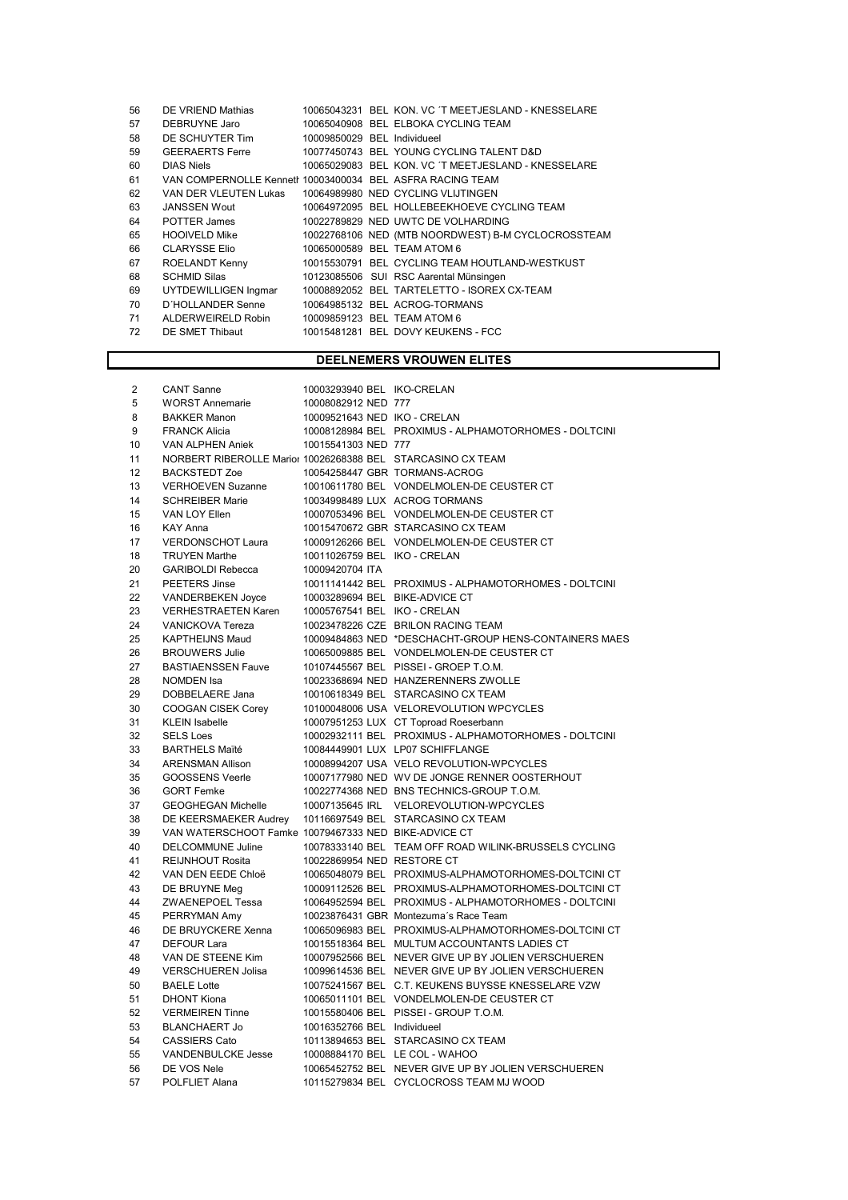| | | | | |
|---|---|---|---|---|
| 56 | DE VRIEND Mathias | 10065043231 | BEL | KON. VC ´T MEETJESLAND - KNESSELARE |
| 57 | DEBRUYNE Jaro | 10065040908 | BEL | ELBOKA CYCLING TEAM |
| 58 | DE SCHUYTER Tim | 10009850029 | BEL | Individueel |
| 59 | GEERAERTS Ferre | 10077450743 | BEL | YOUNG CYCLING TALENT D&D |
| 60 | DIAS Niels | 10065029083 | BEL | KON. VC ´T MEETJESLAND - KNESSELARE |
| 61 | VAN COMPERNOLLE Kenneth | 10003400034 | BEL | ASFRA RACING TEAM |
| 62 | VAN DER VLEUTEN Lukas | 10064989980 | NED | CYCLING VLIJTINGEN |
| 63 | JANSSEN Wout | 10064972095 | BEL | HOLLEBEEKHOEVE CYCLING TEAM |
| 64 | POTTER James | 10022789829 | NED | UWTC DE VOLHARDING |
| 65 | HOOIVELD Mike | 10022768106 | NED | (MTB NOORDWEST) B-M CYCLOCROSSTEAM |
| 66 | CLARYSSE Elio | 10065000589 | BEL | TEAM ATOM 6 |
| 67 | ROELANDT Kenny | 10015530791 | BEL | CYCLING TEAM HOUTLAND-WESTKUST |
| 68 | SCHMID Silas | 10123085506 | SUI | RSC Aarental Münsingen |
| 69 | UYTDEWILLIGEN Ingmar | 10008892052 | BEL | TARTELETTO - ISOREX CX-TEAM |
| 70 | D´HOLLANDER Senne | 10064985132 | BEL | ACROG-TORMANS |
| 71 | ALDERWEIRELD Robin | 10009859123 | BEL | TEAM ATOM 6 |
| 72 | DE SMET Thibaut | 10015481281 | BEL | DOVY KEUKENS - FCC |

## DEELNEMERS VROUWEN ELITES

| | | | | |
|---|---|---|---|---|
| 2 | CANT Sanne | 10003293940 | BEL | IKO-CRELAN |
| 5 | WORST Annemarie | 10008082912 | NED | 777 |
| 8 | BAKKER Manon | 10009521643 | NED | IKO - CRELAN |
| 9 | FRANCK Alicia | 10008128984 | BEL | PROXIMUS - ALPHAMOTORHOMES - DOLTCINI |
| 10 | VAN ALPHEN Aniek | 10015541303 | NED | 777 |
| 11 | NORBERT RIBEROLLE Marion | 10026268388 | BEL | STARCASINO CX TEAM |
| 12 | BACKSTEDT Zoe | 10054258447 | GBR | TORMANS-ACROG |
| 13 | VERHOEVEN Suzanne | 10010611780 | BEL | VONDELMOLEN-DE CEUSTER CT |
| 14 | SCHREIBER Marie | 10034998489 | LUX | ACROG TORMANS |
| 15 | VAN LOY Ellen | 10007053496 | BEL | VONDELMOLEN-DE CEUSTER CT |
| 16 | KAY Anna | 10015470672 | GBR | STARCASINO CX TEAM |
| 17 | VERDONSCHOT Laura | 10009126266 | BEL | VONDELMOLEN-DE CEUSTER CT |
| 18 | TRUYEN Marthe | 10011026759 | BEL | IKO - CRELAN |
| 20 | GARIBOLDI Rebecca | 10009420704 | ITA | |
| 21 | PEETERS Jinse | 10011141442 | BEL | PROXIMUS - ALPHAMOTORHOMES - DOLTCINI |
| 22 | VANDERBEKEN Joyce | 10003289694 | BEL | BIKE-ADVICE CT |
| 23 | VERHESTRAETEN Karen | 10005767541 | BEL | IKO - CRELAN |
| 24 | VANICKOVA Tereza | 10023478226 | CZE | BRILON RACING TEAM |
| 25 | KAPTHEIJNS Maud | 10009484863 | NED | *DESCHACHT-GROUP HENS-CONTAINERS MAES |
| 26 | BROUWERS Julie | 10065009885 | BEL | VONDELMOLEN-DE CEUSTER CT |
| 27 | BASTIAENSSEN Fauve | 10107445567 | BEL | PISSEI - GROEP T.O.M. |
| 28 | NOMDEN Isa | 10023368694 | NED | HANZERENNERS ZWOLLE |
| 29 | DOBBELAERE Jana | 10010618349 | BEL | STARCASINO CX TEAM |
| 30 | COOGAN CISEK Corey | 10100048006 | USA | VELOREVOLUTION WPCYCLES |
| 31 | KLEIN Isabelle | 10007951253 | LUX | CT Toproad Roeserbann |
| 32 | SELS Loes | 10002932111 | BEL | PROXIMUS - ALPHAMOTORHOMES - DOLTCINI |
| 33 | BARTHELS Maïté | 10084449901 | LUX | LP07 SCHIFFLANGE |
| 34 | ARENSMAN Allison | 10008994207 | USA | VELO REVOLUTION-WPCYCLES |
| 35 | GOOSSENS Veerle | 10007177980 | NED | WV DE JONGE RENNER OOSTERHOUT |
| 36 | GORT Femke | 10022774368 | NED | BNS TECHNICS-GROUP T.O.M. |
| 37 | GEOGHEGAN Michelle | 10007135645 | IRL | VELOREVOLUTION-WPCYCLES |
| 38 | DE KEERSMAEKER Audrey | 10116697549 | BEL | STARCASINO CX TEAM |
| 39 | VAN WATERSCHOOT Famke | 10079467333 | NED | BIKE-ADVICE CT |
| 40 | DELCOMMUNE Juline | 10078333140 | BEL | TEAM OFF ROAD WILINK-BRUSSELS CYCLING |
| 41 | REIJNHOUT Rosita | 10022869954 | NED | RESTORE CT |
| 42 | VAN DEN EEDE Chloë | 10065048079 | BEL | PROXIMUS-ALPHAMOTORHOMES-DOLTCINI CT |
| 43 | DE BRUYNE Meg | 10009112526 | BEL | PROXIMUS-ALPHAMOTORHOMES-DOLTCINI CT |
| 44 | ZWAENEPOEL Tessa | 10064952594 | BEL | PROXIMUS - ALPHAMOTORHOMES - DOLTCINI |
| 45 | PERRYMAN Amy | 10023876431 | GBR | Montezuma´s Race Team |
| 46 | DE BRUYCKERE Xenna | 10065096983 | BEL | PROXIMUS-ALPHAMOTORHOMES-DOLTCINI CT |
| 47 | DEFOUR Lara | 10015518364 | BEL | MULTUM ACCOUNTANTS LADIES CT |
| 48 | VAN DE STEENE Kim | 10007952566 | BEL | NEVER GIVE UP BY JOLIEN VERSCHUEREN |
| 49 | VERSCHUEREN Jolisa | 10099614536 | BEL | NEVER GIVE UP BY JOLIEN VERSCHUEREN |
| 50 | BAELE Lotte | 10075241567 | BEL | C.T. KEUKENS BUYSSE KNESSELARE VZW |
| 51 | DHONT Kiona | 10065011101 | BEL | VONDELMOLEN-DE CEUSTER CT |
| 52 | VERMEIREN Tinne | 10015580406 | BEL | PISSEI - GROUP T.O.M. |
| 53 | BLANCHAERT Jo | 10016352766 | BEL | Individueel |
| 54 | CASSIERS Cato | 10113894653 | BEL | STARCASINO CX TEAM |
| 55 | VANDENBULCKE Jesse | 10008884170 | BEL | LE COL - WAHOO |
| 56 | DE VOS Nele | 10065452752 | BEL | NEVER GIVE UP BY JOLIEN VERSCHUEREN |
| 57 | POLFLIET Alana | 10115279834 | BEL | CYCLOCROSS TEAM MJ WOOD |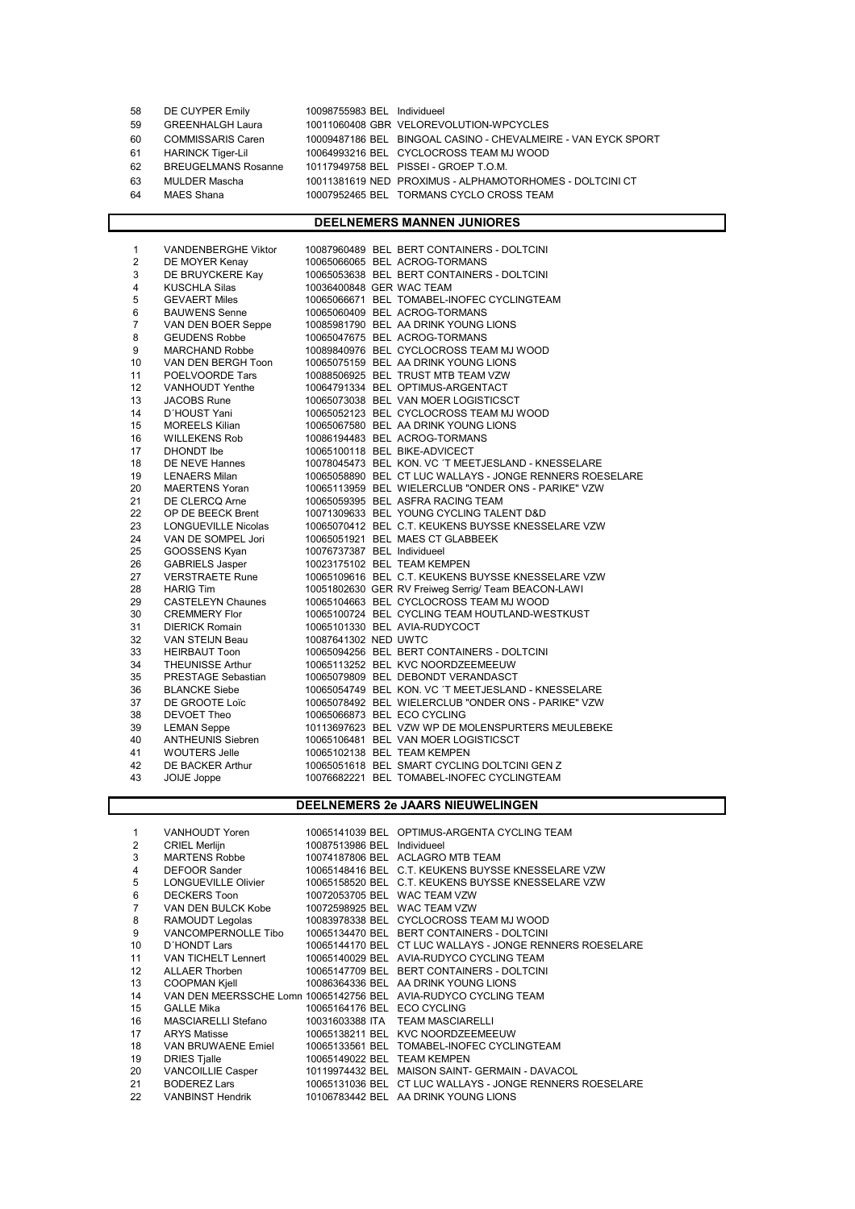| | | | | |
|---|---|---|---|---|
| 58 | DE CUYPER Emily | 10098755983 | BEL | Individueel |
| 59 | GREENHALGH Laura | 10011060408 | GBR | VELOREVOLUTION-WPCYCLES |
| 60 | COMMISSARIS Caren | 10009487186 | BEL | BINGOAL CASINO - CHEVALMEIRE - VAN EYCK SPORT |
| 61 | HARINCK Tiger-Lil | 10064993216 | BEL | CYCLOCROSS TEAM MJ WOOD |
| 62 | BREUGELMANS Rosanne | 10117949758 | BEL | PISSEI - GROEP T.O.M. |
| 63 | MULDER Mascha | 10011381619 | NED | PROXIMUS - ALPHAMOTORHOMES - DOLTCINI CT |
| 64 | MAES Shana | 10007952465 | BEL | TORMANS CYCLO CROSS TEAM |

## DEELNEMERS MANNEN JUNIORES

| | | | | |
|---|---|---|---|---|
| 1 | VANDENBERGHE Viktor | 10087960489 | BEL | BERT CONTAINERS - DOLTCINI |
| 2 | DE MOYER Kenay | 10065066065 | BEL | ACROG-TORMANS |
| 3 | DE BRUYCKERE Kay | 10065053638 | BEL | BERT CONTAINERS - DOLTCINI |
| 4 | KUSCHLA Silas | 10036400848 | GER | WAC TEAM |
| 5 | GEVAERT Miles | 10065066671 | BEL | TOMABEL-INOFEC CYCLINGTEAM |
| 6 | BAUWENS Senne | 10065060409 | BEL | ACROG-TORMANS |
| 7 | VAN DEN BOER Seppe | 10085981790 | BEL | AA DRINK YOUNG LIONS |
| 8 | GEUDENS Robbe | 10065047675 | BEL | ACROG-TORMANS |
| 9 | MARCHAND Robbe | 10089840976 | BEL | CYCLOCROSS TEAM MJ WOOD |
| 10 | VAN DEN BERGH Toon | 10065075159 | BEL | AA DRINK YOUNG LIONS |
| 11 | POELVOORDE Tars | 10088506925 | BEL | TRUST MTB TEAM VZW |
| 12 | VANHOUDT Yenthe | 10064791334 | BEL | OPTIMUS-ARGENTACT |
| 13 | JACOBS Rune | 10065073038 | BEL | VAN MOER LOGISTICSCT |
| 14 | D´HOUST Yani | 10065052123 | BEL | CYCLOCROSS TEAM MJ WOOD |
| 15 | MOREELS Kilian | 10065067580 | BEL | AA DRINK YOUNG LIONS |
| 16 | WILLEKENS Rob | 10086194483 | BEL | ACROG-TORMANS |
| 17 | DHONDT Ibe | 10065100118 | BEL | BIKE-ADVICECT |
| 18 | DE NEVE Hannes | 10078045473 | BEL | KON. VC ´T MEETJESLAND - KNESSELARE |
| 19 | LENAERS Milan | 10065058890 | BEL | CT LUC WALLAYS - JONGE RENNERS ROESELARE |
| 20 | MAERTENS Yoran | 10065113959 | BEL | WIELERCLUB "ONDER ONS - PARIKE" VZW |
| 21 | DE CLERCQ Arne | 10065059395 | BEL | ASFRA RACING TEAM |
| 22 | OP DE BEECK Brent | 10071309633 | BEL | YOUNG CYCLING TALENT D&D |
| 23 | LONGUEVILLE Nicolas | 10065070412 | BEL | C.T. KEUKENS BUYSSE KNESSELARE VZW |
| 24 | VAN DE SOMPEL Jori | 10065051921 | BEL | MAES CT GLABBEEK |
| 25 | GOOSSENS Kyan | 10076737387 | BEL | Individueel |
| 26 | GABRIELS Jasper | 10023175102 | BEL | TEAM KEMPEN |
| 27 | VERSTRAETE Rune | 10065109616 | BEL | C.T. KEUKENS BUYSSE KNESSELARE VZW |
| 28 | HARIG Tim | 10051802630 | GER | RV Freiweg Serrig/ Team BEACON-LAWI |
| 29 | CASTELEYN Chaunes | 10065104663 | BEL | CYCLOCROSS TEAM MJ WOOD |
| 30 | CREMMERY Flor | 10065100724 | BEL | CYCLING TEAM HOUTLAND-WESTKUST |
| 31 | DIERICK Romain | 10065101330 | BEL | AVIA-RUDYCOCT |
| 32 | VAN STEIJN Beau | 10087641302 | NED | UWTC |
| 33 | HEIRBAUT Toon | 10065094256 | BEL | BERT CONTAINERS - DOLTCINI |
| 34 | THEUNISSE Arthur | 10065113252 | BEL | KVC NOORDZEEMEEUW |
| 35 | PRESTAGE Sebastian | 10065079809 | BEL | DEBONDT VERANDASCT |
| 36 | BLANCKE Siebe | 10065054749 | BEL | KON. VC ´T MEETJESLAND - KNESSELARE |
| 37 | DE GROOTE Loïc | 10065078492 | BEL | WIELERCLUB "ONDER ONS - PARIKE" VZW |
| 38 | DEVOET Theo | 10065066873 | BEL | ECO CYCLING |
| 39 | LEMAN Seppe | 10113697623 | BEL | VZW WP DE MOLENSPURTERS MEULEBEKE |
| 40 | ANTHEUNIS Siebren | 10065106481 | BEL | VAN MOER LOGISTICSCT |
| 41 | WOUTERS Jelle | 10065102138 | BEL | TEAM KEMPEN |
| 42 | DE BACKER Arthur | 10065051618 | BEL | SMART CYCLING DOLTCINI GEN Z |
| 43 | JOIJE Joppe | 10076682221 | BEL | TOMABEL-INOFEC CYCLINGTEAM |

## DEELNEMERS 2e JAARS NIEUWELINGEN

| | | | | |
|---|---|---|---|---|
| 1 | VANHOUDT Yoren | 10065141039 | BEL | OPTIMUS-ARGENTA CYCLING TEAM |
| 2 | CRIEL Merlijn | 10087513986 | BEL | Individueel |
| 3 | MARTENS Robbe | 10074187806 | BEL | ACLAGRO MTB TEAM |
| 4 | DEFOOR Sander | 10065148416 | BEL | C.T. KEUKENS BUYSSE KNESSELARE VZW |
| 5 | LONGUEVILLE Olivier | 10065158520 | BEL | C.T. KEUKENS BUYSSE KNESSELARE VZW |
| 6 | DECKERS Toon | 10072053705 | BEL | WAC TEAM VZW |
| 7 | VAN DEN BULCK Kobe | 10072598925 | BEL | WAC TEAM VZW |
| 8 | RAMOUDT Legolas | 10083978338 | BEL | CYCLOCROSS TEAM MJ WOOD |
| 9 | VANCOMPERNOLLE Tibo | 10065134470 | BEL | BERT CONTAINERS - DOLTCINI |
| 10 | D´HONDT Lars | 10065144170 | BEL | CT LUC WALLAYS - JONGE RENNERS ROESELARE |
| 11 | VAN TICHELT Lennert | 10065140029 | BEL | AVIA-RUDYCO CYCLING TEAM |
| 12 | ALLAER Thorben | 10065147709 | BEL | BERT CONTAINERS - DOLTCINI |
| 13 | COOPMAN Kjell | 10086364336 | BEL | AA DRINK YOUNG LIONS |
| 14 | VAN DEN MEERSSCHE Lomn | 10065142756 | BEL | AVIA-RUDYCO CYCLING TEAM |
| 15 | GALLE Mika | 10065164176 | BEL | ECO CYCLING |
| 16 | MASCIARELLI Stefano | 10031603388 | ITA | TEAM MASCIARELLI |
| 17 | ARYS Matisse | 10065138211 | BEL | KVC NOORDZEEMEEUW |
| 18 | VAN BRUWAENE Emiel | 10065133561 | BEL | TOMABEL-INOFEC CYCLINGTEAM |
| 19 | DRIES Tjalle | 10065149022 | BEL | TEAM KEMPEN |
| 20 | VANCOILLIE Casper | 10119974432 | BEL | MAISON SAINT- GERMAIN - DAVACOL |
| 21 | BODEREZ Lars | 10065131036 | BEL | CT LUC WALLAYS - JONGE RENNERS ROESELARE |
| 22 | VANBINST Hendrik | 10106783442 | BEL | AA DRINK YOUNG LIONS |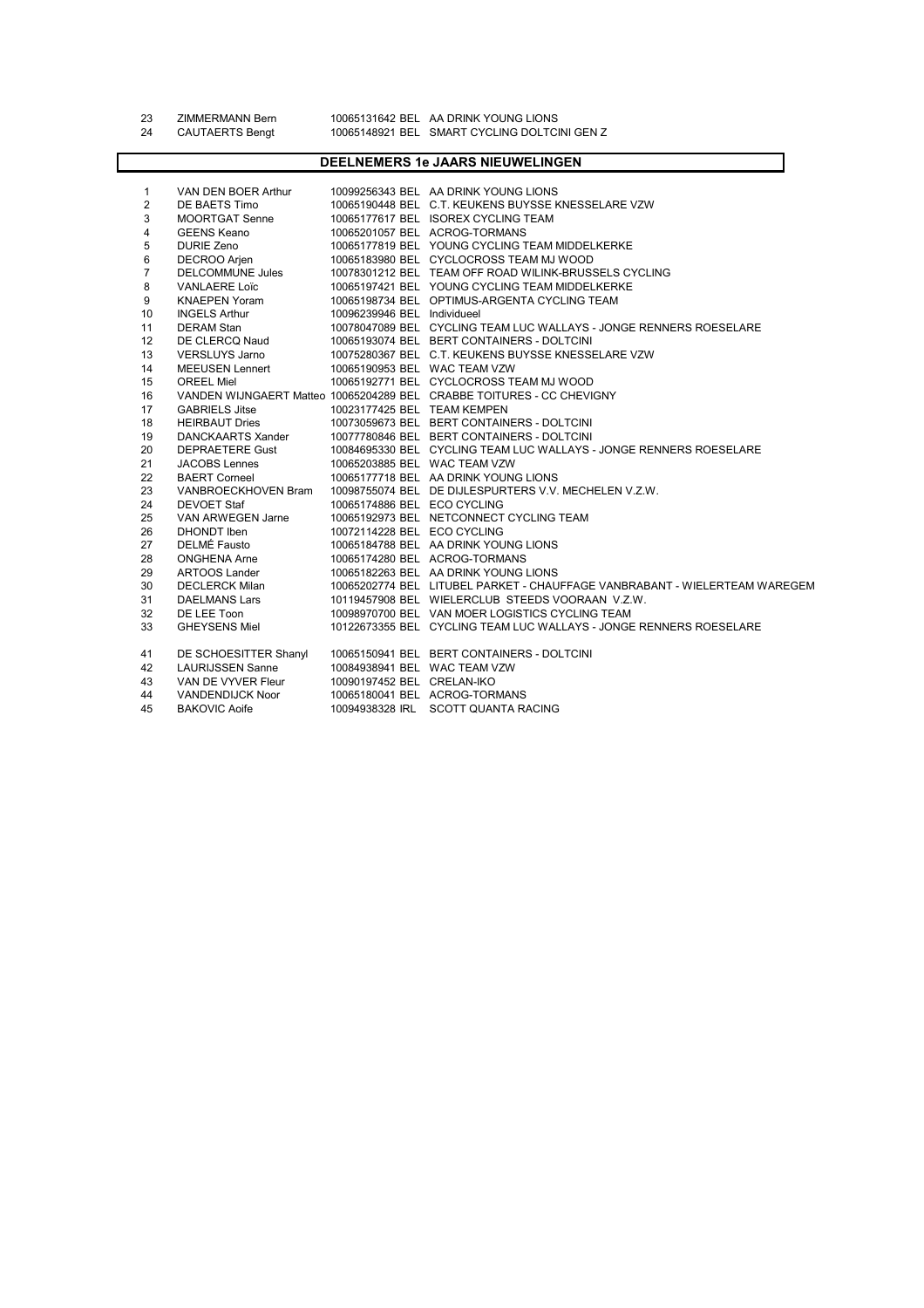| | | | | |
|---|---|---|---|---|
| 23 | ZIMMERMANN Bern | 10065131642 | BEL | AA DRINK YOUNG LIONS |
| 24 | CAUTAERTS Bengt | 10065148921 | BEL | SMART CYCLING DOLTCINI GEN Z |

## DEELNEMERS 1e JAARS NIEUWELINGEN

| | | | | |
|---|---|---|---|---|
| 1 | VAN DEN BOER Arthur | 10099256343 | BEL | AA DRINK YOUNG LIONS |
| 2 | DE BAETS Timo | 10065190448 | BEL | C.T. KEUKENS BUYSSE KNESSELARE VZW |
| 3 | MOORTGAT Senne | 10065177617 | BEL | ISOREX CYCLING TEAM |
| 4 | GEENS Keano | 10065201057 | BEL | ACROG-TORMANS |
| 5 | DURIE Zeno | 10065177819 | BEL | YOUNG CYCLING TEAM MIDDELKERKE |
| 6 | DECROO Arjen | 10065183980 | BEL | CYCLOCROSS TEAM MJ WOOD |
| 7 | DELCOMMUNE Jules | 10078301212 | BEL | TEAM OFF ROAD WILINK-BRUSSELS CYCLING |
| 8 | VANLAERE Loïc | 10065197421 | BEL | YOUNG CYCLING TEAM MIDDELKERKE |
| 9 | KNAEPEN Yoram | 10065198734 | BEL | OPTIMUS-ARGENTA CYCLING TEAM |
| 10 | INGELS Arthur | 10096239946 | BEL | Individueel |
| 11 | DERAM Stan | 10078047089 | BEL | CYCLING TEAM LUC WALLAYS - JONGE RENNERS ROESELARE |
| 12 | DE CLERCQ Naud | 10065193074 | BEL | BERT CONTAINERS - DOLTCINI |
| 13 | VERSLUYS Jarno | 10075280367 | BEL | C.T. KEUKENS BUYSSE KNESSELARE VZW |
| 14 | MEEUSEN Lennert | 10065190953 | BEL | WAC TEAM VZW |
| 15 | OREEL Miel | 10065192771 | BEL | CYCLOCROSS TEAM MJ WOOD |
| 16 | VANDEN WIJNGAERT Matteo | 10065204289 | BEL | CRABBE TOITURES - CC CHEVIGNY |
| 17 | GABRIELS Jitse | 10023177425 | BEL | TEAM KEMPEN |
| 18 | HEIRBAUT Dries | 10073059673 | BEL | BERT CONTAINERS - DOLTCINI |
| 19 | DANCKAARTS Xander | 10077780846 | BEL | BERT CONTAINERS - DOLTCINI |
| 20 | DEPRAETERE Gust | 10084695330 | BEL | CYCLING TEAM LUC WALLAYS - JONGE RENNERS ROESELARE |
| 21 | JACOBS Lennes | 10065203885 | BEL | WAC TEAM VZW |
| 22 | BAERT Corneel | 10065177718 | BEL | AA DRINK YOUNG LIONS |
| 23 | VANBROECKHOVEN Bram | 10098755074 | BEL | DE DIJLESPURTERS V.V. MECHELEN V.Z.W. |
| 24 | DEVOET Staf | 10065174886 | BEL | ECO CYCLING |
| 25 | VAN ARWEGEN Jarne | 10065192973 | BEL | NETCONNECT CYCLING TEAM |
| 26 | DHONDT Iben | 10072114228 | BEL | ECO CYCLING |
| 27 | DELMÉ Fausto | 10065184788 | BEL | AA DRINK YOUNG LIONS |
| 28 | ONGHENA Arne | 10065174280 | BEL | ACROG-TORMANS |
| 29 | ARTOOS Lander | 10065182263 | BEL | AA DRINK YOUNG LIONS |
| 30 | DECLERCK Milan | 10065202774 | BEL | LITUBEL PARKET - CHAUFFAGE VANBRABANT - WIELERTEAM WAREGEM |
| 31 | DAELMANS Lars | 10119457908 | BEL | WIELERCLUB STEEDS VOORAAN V.Z.W. |
| 32 | DE LEE Toon | 10098970700 | BEL | VAN MOER LOGISTICS CYCLING TEAM |
| 33 | GHEYSENS Miel | 10122673355 | BEL | CYCLING TEAM LUC WALLAYS - JONGE RENNERS ROESELARE |
| 41 | DE SCHOESITTER Shanyl | 10065150941 | BEL | BERT CONTAINERS - DOLTCINI |
| 42 | LAURIJSSEN Sanne | 10084938941 | BEL | WAC TEAM VZW |
| 43 | VAN DE VYVER Fleur | 10090197452 | BEL | CRELAN-IKO |
| 44 | VANDENDIJCK Noor | 10065180041 | BEL | ACROG-TORMANS |
| 45 | BAKOVIC Aoife | 10094938328 | IRL | SCOTT QUANTA RACING |